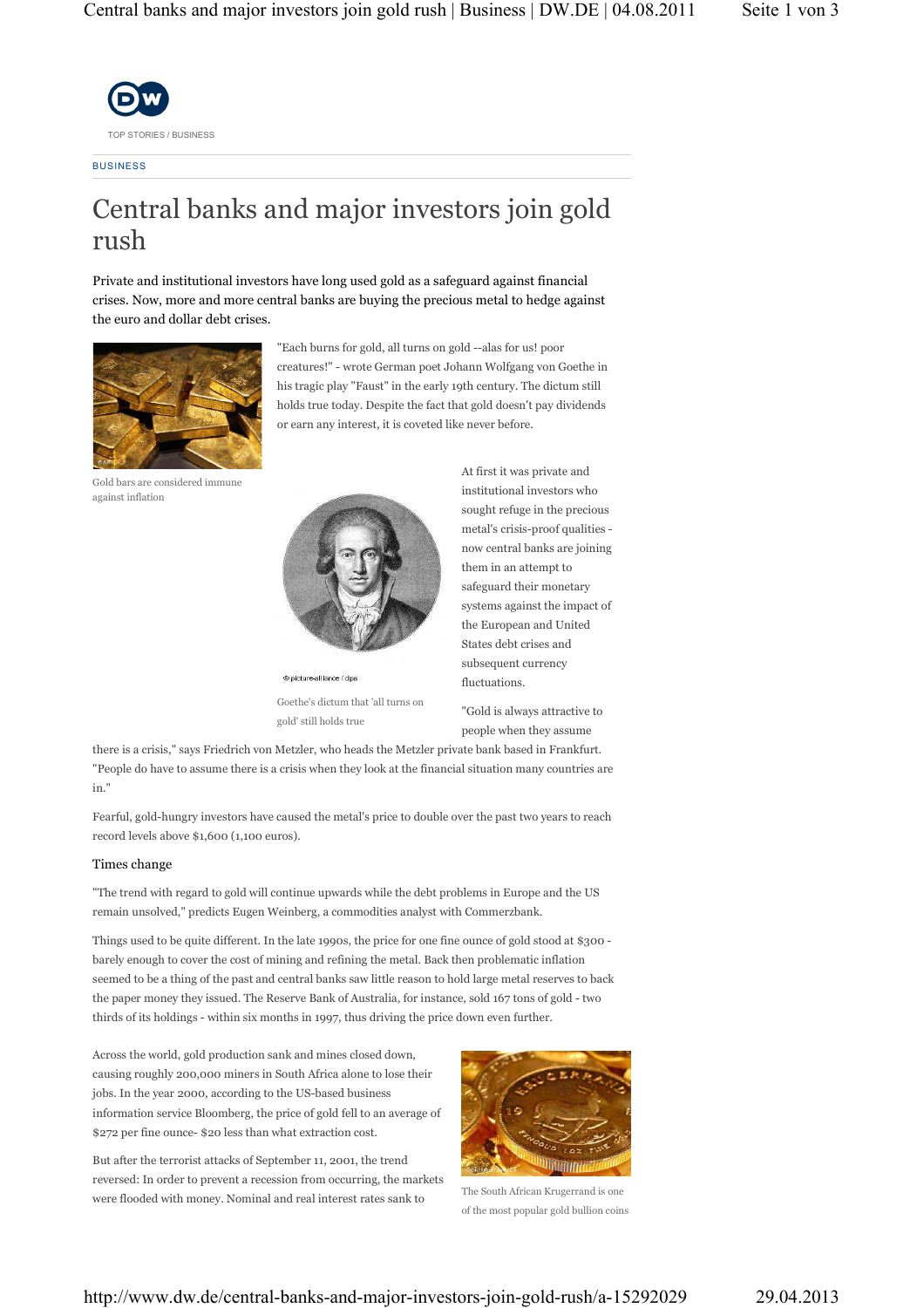TOP STORIES / BUSINESS

BUSINESS

# Central banks and major investors join gold rush

Private and institutional investors have long used gold as a safeguard against financial crises. Now, more and more central banks are buying the precious metal to hedge against the euro and dollar debt crises.

Gold bars are considered immune against inflation

"Each burns for gold, all turns on gold --alas for us! poor creatures!" - wrote German poet Johann Wolfgang von Goethe in his tragic play "Faust" in the early 19th century. The dictum still holds true today. Despite the fact that gold doesn't pay dividends or earn any interest, it is coveted like never before.

Goethe's dictum that 'all turns on gold' still holds true

At first it was private and institutional investors who sought refuge in the precious metal's crisis-proof qualities - now central banks are joining them in an attempt to safeguard their monetary systems against the impact of the European and United States debt crises and subsequent currency fluctuations.

"Gold is always attractive to people when they assume there is a crisis," says Friedrich von Metzler, who heads the Metzler private bank based in Frankfurt. "People do have to assume there is a crisis when they look at the financial situation many countries are in."

Fearful, gold-hungry investors have caused the metal's price to double over the past two years to reach record levels above $1,600 (1,100 euros).

## Times change

"The trend with regard to gold will continue upwards while the debt problems in Europe and the US remain unsolved," predicts Eugen Weinberg, a commodities analyst with Commerzbank.

Things used to be quite different. In the late 1990s, the price for one fine ounce of gold stood at $300 - barely enough to cover the cost of mining and refining the metal. Back then problematic inflation seemed to be a thing of the past and central banks saw little reason to hold large metal reserves to back the paper money they issued. The Reserve Bank of Australia, for instance, sold 167 tons of gold - two thirds of its holdings - within six months in 1997, thus driving the price down even further.

Across the world, gold production sank and mines closed down, causing roughly 200,000 miners in South Africa alone to lose their jobs. In the year 2000, according to the US-based business information service Bloomberg, the price of gold fell to an average of $272 per fine ounce- $20 less than what extraction cost.

The South African Krugerrand is one of the most popular gold bullion coins

But after the terrorist attacks of September 11, 2001, the trend reversed: In order to prevent a recession from occurring, the markets were flooded with money. Nominal and real interest rates sank to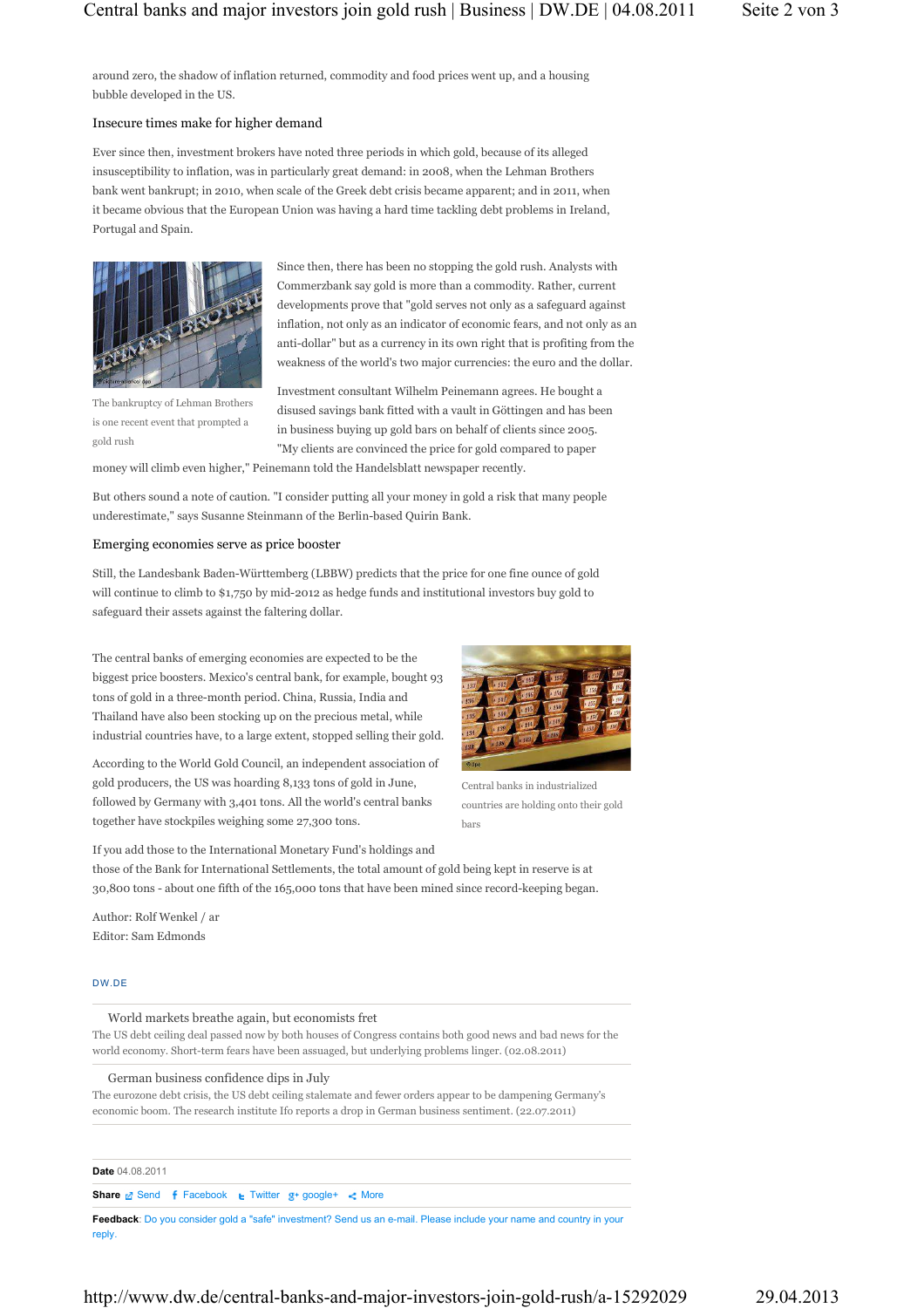around zero, the shadow of inflation returned, commodity and food prices went up, and a housing bubble developed in the US.

## Insecure times make for higher demand

Ever since then, investment brokers have noted three periods in which gold, because of its alleged insusceptibility to inflation, was in particularly great demand: in 2008, when the Lehman Brothers bank went bankrupt; in 2010, when scale of the Greek debt crisis became apparent; and in 2011, when it became obvious that the European Union was having a hard time tackling debt problems in Ireland, Portugal and Spain.

The bankruptcy of Lehman Brothers is one recent event that prompted a gold rush

Since then, there has been no stopping the gold rush. Analysts with Commerzbank say gold is more than a commodity. Rather, current developments prove that "gold serves not only as a safeguard against inflation, not only as an indicator of economic fears, and not only as an anti-dollar" but as a currency in its own right that is profiting from the weakness of the world's two major currencies: the euro and the dollar.

Investment consultant Wilhelm Peinemann agrees. He bought a disused savings bank fitted with a vault in Göttingen and has been in business buying up gold bars on behalf of clients since 2005. "My clients are convinced the price for gold compared to paper money will climb even higher," Peinemann told the Handelsblatt newspaper recently.

But others sound a note of caution. "I consider putting all your money in gold a risk that many people underestimate," says Susanne Steinmann of the Berlin-based Quirin Bank.

## Emerging economies serve as price booster

Still, the Landesbank Baden-Württemberg (LBBW) predicts that the price for one fine ounce of gold will continue to climb to $1,750 by mid-2012 as hedge funds and institutional investors buy gold to safeguard their assets against the faltering dollar.

The central banks of emerging economies are expected to be the biggest price boosters. Mexico's central bank, for example, bought 93 tons of gold in a three-month period. China, Russia, India and Thailand have also been stocking up on the precious metal, while industrial countries have, to a large extent, stopped selling their gold.

According to the World Gold Council, an independent association of gold producers, the US was hoarding 8,133 tons of gold in June, followed by Germany with 3,401 tons. All the world's central banks together have stockpiles weighing some 27,300 tons.

Central banks in industrialized countries are holding onto their gold bars

If you add those to the International Monetary Fund's holdings and those of the Bank for International Settlements, the total amount of gold being kept in reserve is at 30,800 tons - about one fifth of the 165,000 tons that have been mined since record-keeping began.

Author: Rolf Wenkel / ar
Editor: Sam Edmonds

DW.DE

**World markets breathe again, but economists fret**
The US debt ceiling deal passed now by both houses of Congress contains both good news and bad news for the world economy. Short-term fears have been assuaged, but underlying problems linger. (02.08.2011)

**German business confidence dips in July**
The eurozone debt crisis, the US debt ceiling stalemate and fewer orders appear to be dampening Germany's economic boom. The research institute Ifo reports a drop in German business sentiment. (22.07.2011)

**Date** 04.08.2011

**Share** Send Facebook Twitter google+ More

**Feedback**: Do you consider gold a "safe" investment? Send us an e-mail. Please include your name and country in your reply.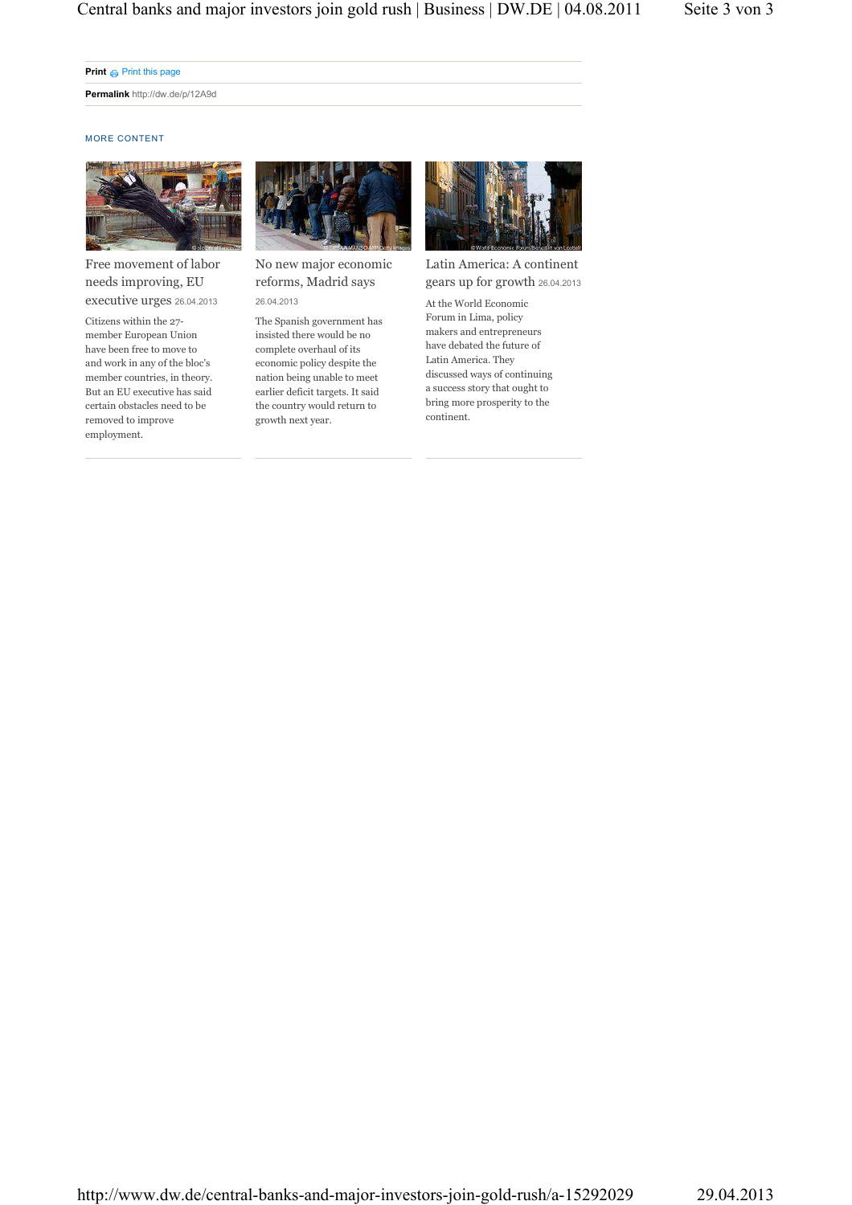**Print** Print this page

**Permalink** http://dw.de/p/12A9d

MORE CONTENT

### Free movement of labor needs improving, EU executive urges 26.04.2013

Citizens within the 27-member European Union have been free to move to and work in any of the bloc's member countries, in theory. But an EU executive has said certain obstacles need to be removed to improve employment.

### No new major economic reforms, Madrid says 26.04.2013

The Spanish government has insisted there would be no complete overhaul of its economic policy despite the nation being unable to meet earlier deficit targets. It said the country would return to growth next year.

### Latin America: A continent gears up for growth 26.04.2013

At the World Economic Forum in Lima, policy makers and entrepreneurs have debated the future of Latin America. They discussed ways of continuing a success story that ought to bring more prosperity to the continent.